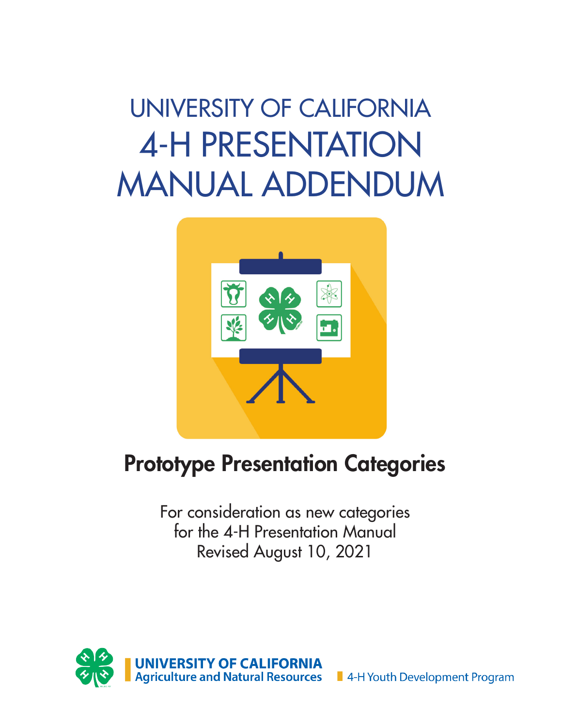# UNIVERSITY OF CALIFORNIA 4-H PRESENTATION MANUAL ADDENDUM

## Prototype Presentation Categories

For consideration as new categories
for the 4-H Presentation Manual
Revised August 10, 2021

UNIVERSITY OF CALIFORNIA
Agriculture and Natural Resources

4-H Youth Development Program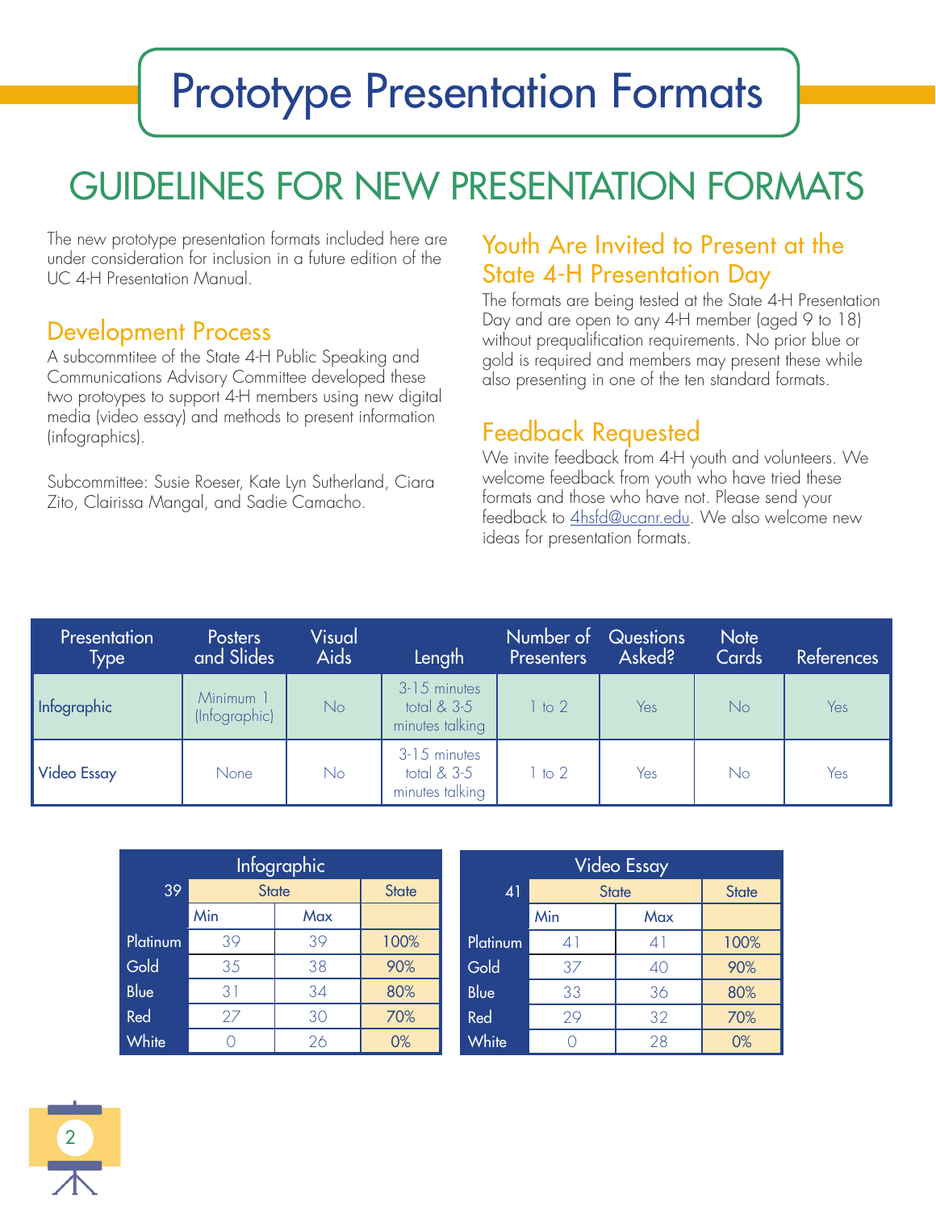# Prototype Presentation Formats

## GUIDELINES FOR NEW PRESENTATION FORMATS

The new prototype presentation formats included here are under consideration for inclusion in a future edition of the UC 4-H Presentation Manual.

### Development Process

A subcommtitee of the State 4-H Public Speaking and Communications Advisory Committee developed these two protoypes to support 4-H members using new digital media (video essay) and methods to present information (infographics).

Subcommittee: Susie Roeser, Kate Lyn Sutherland, Ciara Zito, Clairissa Mangal, and Sadie Camacho.

### Youth Are Invited to Present at the State 4-H Presentation Day

The formats are being tested at the State 4-H Presentation Day and are open to any 4-H member (aged 9 to 18) without prequalification requirements. No prior blue or gold is required and members may present these while also presenting in one of the ten standard formats.

### Feedback Requested

We invite feedback from 4-H youth and volunteers. We welcome feedback from youth who have tried these formats and those who have not. Please send your feedback to 4hsfd@ucanr.edu. We also welcome new ideas for presentation formats.

| Presentation Type | Posters and Slides | Visual Aids | Length | Number of Presenters | Questions Asked? | Note Cards | References |
|---|---|---|---|---|---|---|---|
| Infographic | Minimum 1 (Infographic) | No | 3-15 minutes total & 3-5 minutes talking | 1 to 2 | Yes | No | Yes |
| Video Essay | None | No | 3-15 minutes total & 3-5 minutes talking | 1 to 2 | Yes | No | Yes |

| Infographic | | | |
|---|---|---|---|
| 39 | State | | State |
| | Min | Max | |
| Platinum | 39 | 39 | 100% |
| Gold | 35 | 38 | 90% |
| Blue | 31 | 34 | 80% |
| Red | 27 | 30 | 70% |
| White | 0 | 26 | 0% |

| Video Essay | | | |
|---|---|---|---|
| 41 | State | | State |
| | Min | Max | |
| Platinum | 41 | 41 | 100% |
| Gold | 37 | 40 | 90% |
| Blue | 33 | 36 | 80% |
| Red | 29 | 32 | 70% |
| White | 0 | 28 | 0% |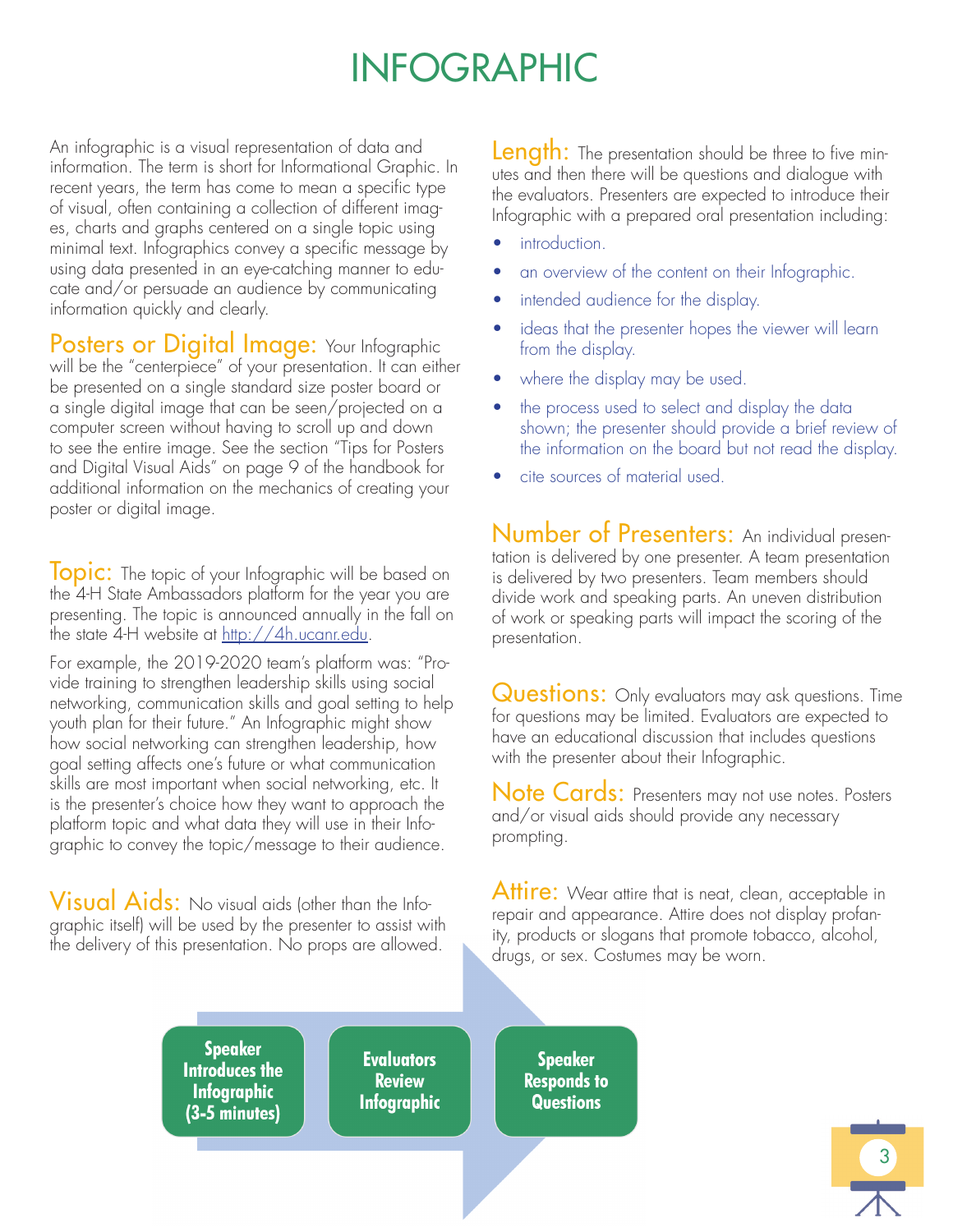# INFOGRAPHIC

An infographic is a visual representation of data and information. The term is short for Informational Graphic. In recent years, the term has come to mean a specific type of visual, often containing a collection of different images, charts and graphs centered on a single topic using minimal text. Infographics convey a specific message by using data presented in an eye-catching manner to educate and/or persuade an audience by communicating information quickly and clearly.

**Posters or Digital Image:** Your Infographic will be the "centerpiece" of your presentation. It can either be presented on a single standard size poster board or a single digital image that can be seen/projected on a computer screen without having to scroll up and down to see the entire image. See the section "Tips for Posters and Digital Visual Aids" on page 9 of the handbook for additional information on the mechanics of creating your poster or digital image.

**Topic:** The topic of your Infographic will be based on the 4-H State Ambassadors platform for the year you are presenting. The topic is announced annually in the fall on the state 4-H website at http://4h.ucanr.edu.

For example, the 2019-2020 team's platform was: "Provide training to strengthen leadership skills using social networking, communication skills and goal setting to help youth plan for their future." An Infographic might show how social networking can strengthen leadership, how goal setting affects one's future or what communication skills are most important when social networking, etc. It is the presenter's choice how they want to approach the platform topic and what data they will use in their Infographic to convey the topic/message to their audience.

**Visual Aids:** No visual aids (other than the Infographic itself) will be used by the presenter to assist with the delivery of this presentation. No props are allowed.

**Length:** The presentation should be three to five minutes and then there will be questions and dialogue with the evaluators. Presenters are expected to introduce their Infographic with a prepared oral presentation including:

- introduction.
- an overview of the content on their Infographic.
- intended audience for the display.
- ideas that the presenter hopes the viewer will learn from the display.
- where the display may be used.
- the process used to select and display the data shown; the presenter should provide a brief review of the information on the board but not read the display.
- cite sources of material used.

**Number of Presenters:** An individual presentation is delivered by one presenter. A team presentation is delivered by two presenters. Team members should divide work and speaking parts. An uneven distribution of work or speaking parts will impact the scoring of the presentation.

**Questions:** Only evaluators may ask questions. Time for questions may be limited. Evaluators are expected to have an educational discussion that includes questions with the presenter about their Infographic.

**Note Cards:** Presenters may not use notes. Posters and/or visual aids should provide any necessary prompting.

**Attire:** Wear attire that is neat, clean, acceptable in repair and appearance. Attire does not display profanity, products or slogans that promote tobacco, alcohol, drugs, or sex. Costumes may be worn.

**Speaker Introduces the Infographic (3-5 minutes)** → **Evaluators Review Infographic** → **Speaker Responds to Questions**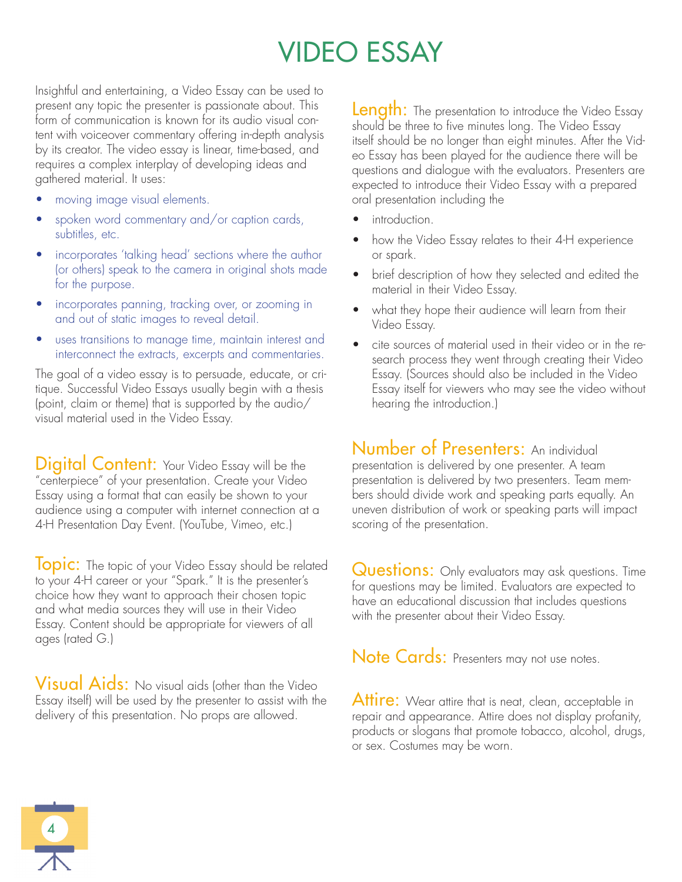# VIDEO ESSAY

Insightful and entertaining, a Video Essay can be used to present any topic the presenter is passionate about. This form of communication is known for its audio visual content with voiceover commentary offering in-depth analysis by its creator. The video essay is linear, time-based, and requires a complex interplay of developing ideas and gathered material. It uses:

- moving image visual elements.
- spoken word commentary and/or caption cards, subtitles, etc.
- incorporates 'talking head' sections where the author (or others) speak to the camera in original shots made for the purpose.
- incorporates panning, tracking over, or zooming in and out of static images to reveal detail.
- uses transitions to manage time, maintain interest and interconnect the extracts, excerpts and commentaries.

The goal of a video essay is to persuade, educate, or critique. Successful Video Essays usually begin with a thesis (point, claim or theme) that is supported by the audio/visual material used in the Video Essay.

## Digital Content:

Your Video Essay will be the "centerpiece" of your presentation. Create your Video Essay using a format that can easily be shown to your audience using a computer with internet connection at a 4-H Presentation Day Event. (YouTube, Vimeo, etc.)

## Topic:

The topic of your Video Essay should be related to your 4-H career or your "Spark." It is the presenter's choice how they want to approach their chosen topic and what media sources they will use in their Video Essay. Content should be appropriate for viewers of all ages (rated G.)

## Visual Aids:

No visual aids (other than the Video Essay itself) will be used by the presenter to assist with the delivery of this presentation. No props are allowed.

## Length:

The presentation to introduce the Video Essay should be three to five minutes long. The Video Essay itself should be no longer than eight minutes. After the Video Essay has been played for the audience there will be questions and dialogue with the evaluators. Presenters are expected to introduce their Video Essay with a prepared oral presentation including the

- introduction.
- how the Video Essay relates to their 4-H experience or spark.
- brief description of how they selected and edited the material in their Video Essay.
- what they hope their audience will learn from their Video Essay.
- cite sources of material used in their video or in the research process they went through creating their Video Essay. (Sources should also be included in the Video Essay itself for viewers who may see the video without hearing the introduction.)

## Number of Presenters:

An individual presentation is delivered by one presenter. A team presentation is delivered by two presenters. Team members should divide work and speaking parts equally. An uneven distribution of work or speaking parts will impact scoring of the presentation.

## Questions:

Only evaluators may ask questions. Time for questions may be limited. Evaluators are expected to have an educational discussion that includes questions with the presenter about their Video Essay.

## Note Cards:

Presenters may not use notes.

## Attire:

Wear attire that is neat, clean, acceptable in repair and appearance. Attire does not display profanity, products or slogans that promote tobacco, alcohol, drugs, or sex. Costumes may be worn.